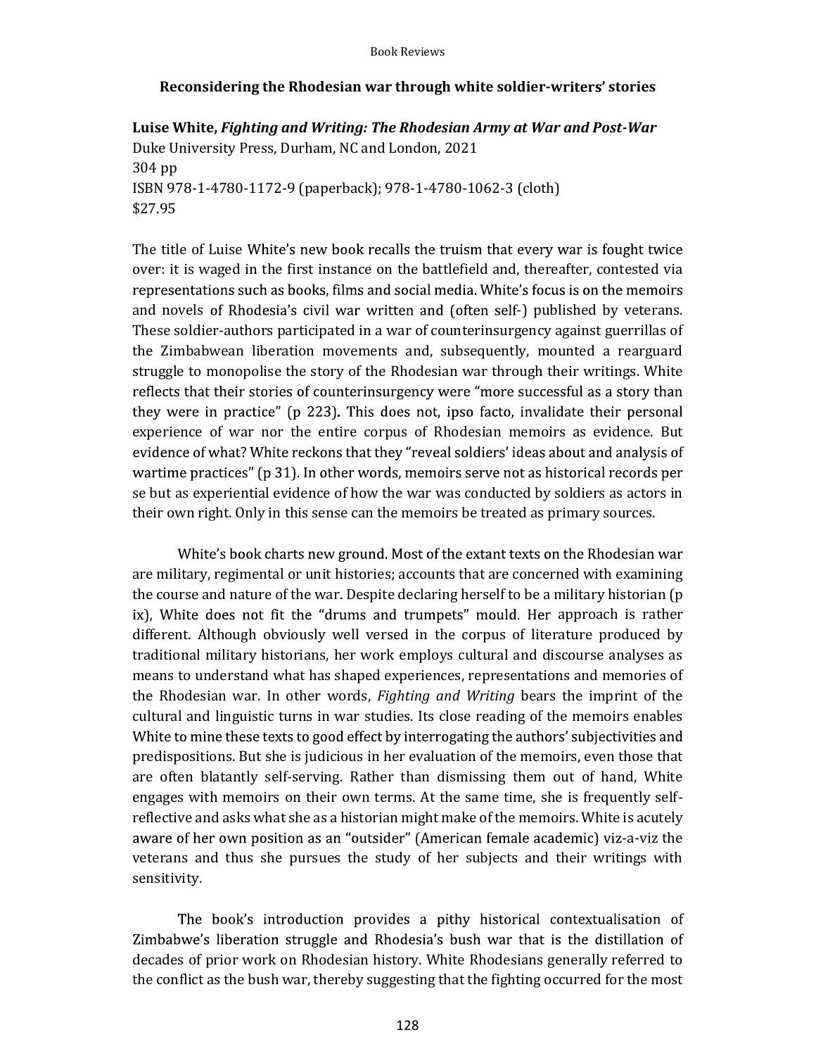## Reconsidering the Rhodesian war through white soldier-writers' stories

**Luise White, *Fighting and Writing: The Rhodesian Army at War and Post-War***
Duke University Press, Durham, NC and London, 2021
304 pp
ISBN 978-1-4780-1172-9 (paperback); 978-1-4780-1062-3 (cloth)
$27.95

The title of Luise White's new book recalls the truism that every war is fought twice over: it is waged in the first instance on the battlefield and, thereafter, contested via representations such as books, films and social media. White's focus is on the memoirs and novels of Rhodesia's civil war written and (often self-) published by veterans. These soldier-authors participated in a war of counterinsurgency against guerrillas of the Zimbabwean liberation movements and, subsequently, mounted a rearguard struggle to monopolise the story of the Rhodesian war through their writings. White reflects that their stories of counterinsurgency were "more successful as a story than they were in practice" (p 223). This does not, ipso facto, invalidate their personal experience of war nor the entire corpus of Rhodesian memoirs as evidence. But evidence of what? White reckons that they "reveal soldiers' ideas about and analysis of wartime practices" (p 31). In other words, memoirs serve not as historical records per se but as experiential evidence of how the war was conducted by soldiers as actors in their own right. Only in this sense can the memoirs be treated as primary sources.

White's book charts new ground. Most of the extant texts on the Rhodesian war are military, regimental or unit histories; accounts that are concerned with examining the course and nature of the war. Despite declaring herself to be a military historian (p ix), White does not fit the "drums and trumpets" mould. Her approach is rather different. Although obviously well versed in the corpus of literature produced by traditional military historians, her work employs cultural and discourse analyses as means to understand what has shaped experiences, representations and memories of the Rhodesian war. In other words, *Fighting and Writing* bears the imprint of the cultural and linguistic turns in war studies. Its close reading of the memoirs enables White to mine these texts to good effect by interrogating the authors' subjectivities and predispositions. But she is judicious in her evaluation of the memoirs, even those that are often blatantly self-serving. Rather than dismissing them out of hand, White engages with memoirs on their own terms. At the same time, she is frequently self-reflective and asks what she as a historian might make of the memoirs. White is acutely aware of her own position as an "outsider" (American female academic) viz-a-viz the veterans and thus she pursues the study of her subjects and their writings with sensitivity.

The book's introduction provides a pithy historical contextualisation of Zimbabwe's liberation struggle and Rhodesia's bush war that is the distillation of decades of prior work on Rhodesian history. White Rhodesians generally referred to the conflict as the bush war, thereby suggesting that the fighting occurred for the most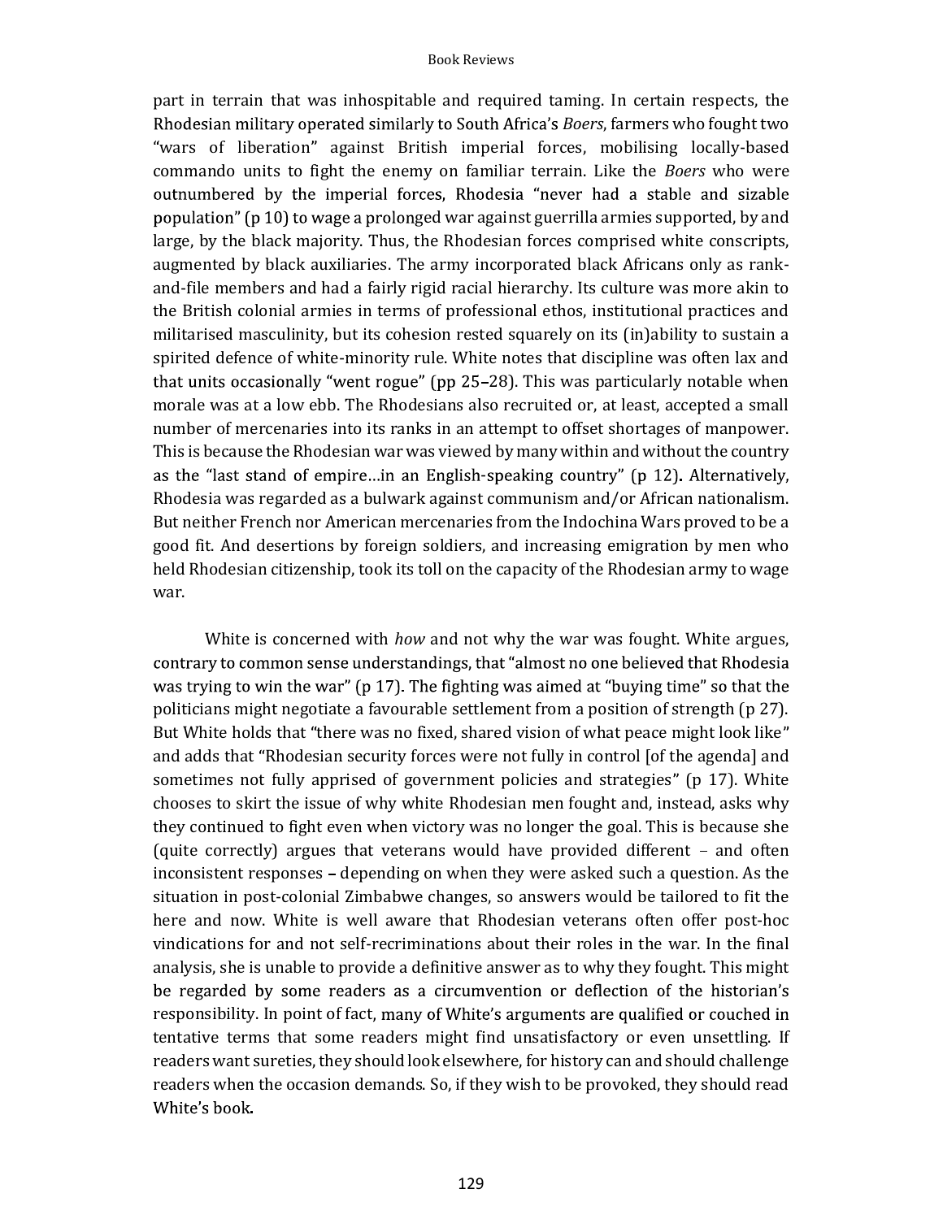part in terrain that was inhospitable and required taming. In certain respects, the Rhodesian military operated similarly to South Africa's *Boers*, farmers who fought two "wars of liberation" against British imperial forces, mobilising locally-based commando units to fight the enemy on familiar terrain. Like the *Boers* who were outnumbered by the imperial forces, Rhodesia "never had a stable and sizable population" (p 10) to wage a prolonged war against guerrilla armies supported, by and large, by the black majority. Thus, the Rhodesian forces comprised white conscripts, augmented by black auxiliaries. The army incorporated black Africans only as rank-and-file members and had a fairly rigid racial hierarchy. Its culture was more akin to the British colonial armies in terms of professional ethos, institutional practices and militarised masculinity, but its cohesion rested squarely on its (in)ability to sustain a spirited defence of white-minority rule. White notes that discipline was often lax and that units occasionally "went rogue" (pp 25–28). This was particularly notable when morale was at a low ebb. The Rhodesians also recruited or, at least, accepted a small number of mercenaries into its ranks in an attempt to offset shortages of manpower. This is because the Rhodesian war was viewed by many within and without the country as the "last stand of empire…in an English-speaking country" (p 12). Alternatively, Rhodesia was regarded as a bulwark against communism and/or African nationalism. But neither French nor American mercenaries from the Indochina Wars proved to be a good fit. And desertions by foreign soldiers, and increasing emigration by men who held Rhodesian citizenship, took its toll on the capacity of the Rhodesian army to wage war.

White is concerned with *how* and not why the war was fought. White argues, contrary to common sense understandings, that "almost no one believed that Rhodesia was trying to win the war" (p 17). The fighting was aimed at "buying time" so that the politicians might negotiate a favourable settlement from a position of strength (p 27). But White holds that "there was no fixed, shared vision of what peace might look like" and adds that "Rhodesian security forces were not fully in control [of the agenda] and sometimes not fully apprised of government policies and strategies" (p 17). White chooses to skirt the issue of why white Rhodesian men fought and, instead, asks why they continued to fight even when victory was no longer the goal. This is because she (quite correctly) argues that veterans would have provided different – and often inconsistent responses – depending on when they were asked such a question. As the situation in post-colonial Zimbabwe changes, so answers would be tailored to fit the here and now. White is well aware that Rhodesian veterans often offer post-hoc vindications for and not self-recriminations about their roles in the war. In the final analysis, she is unable to provide a definitive answer as to why they fought. This might be regarded by some readers as a circumvention or deflection of the historian's responsibility. In point of fact, many of White's arguments are qualified or couched in tentative terms that some readers might find unsatisfactory or even unsettling. If readers want sureties, they should look elsewhere, for history can and should challenge readers when the occasion demands. So, if they wish to be provoked, they should read White's book.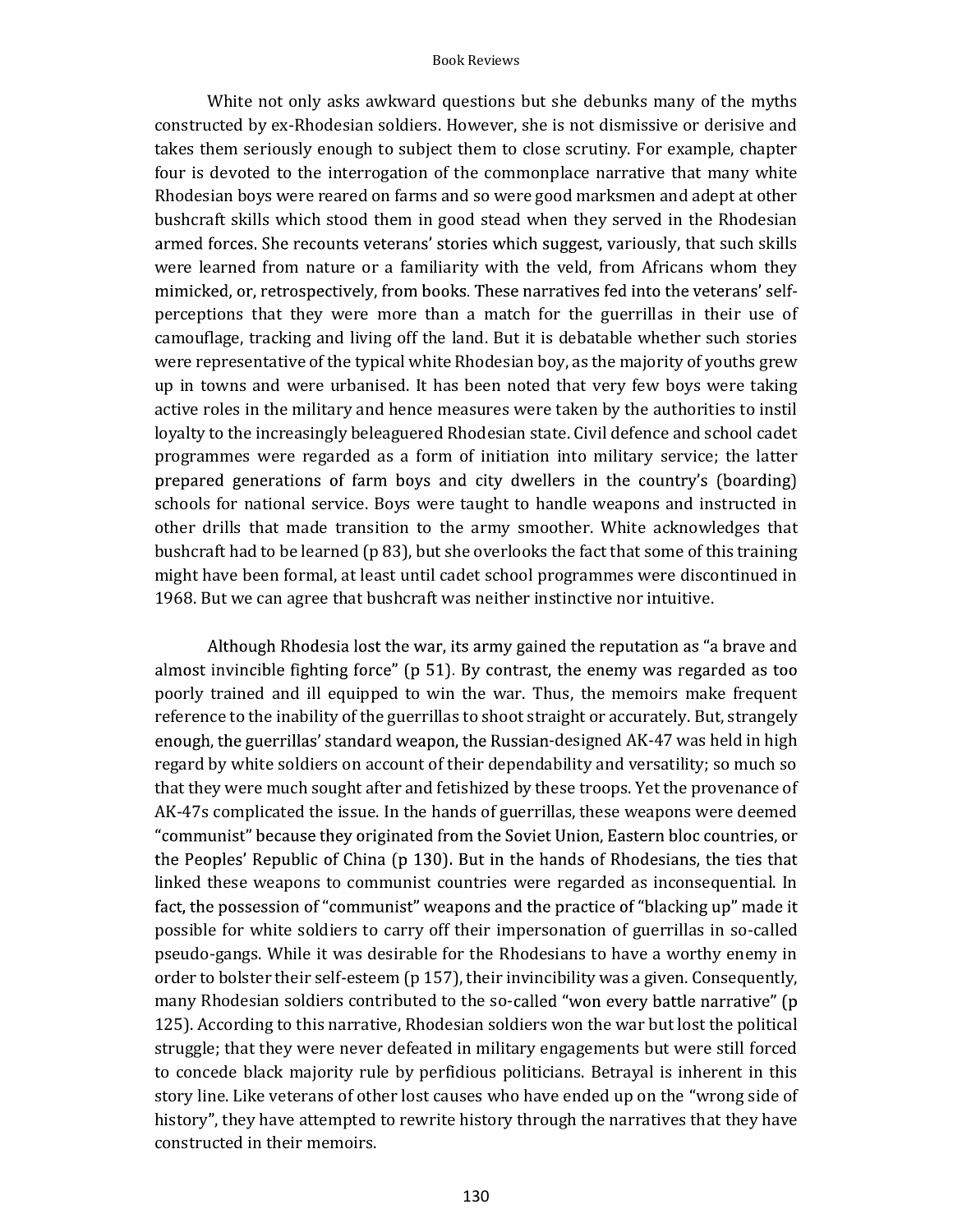White not only asks awkward questions but she debunks many of the myths constructed by ex-Rhodesian soldiers. However, she is not dismissive or derisive and takes them seriously enough to subject them to close scrutiny. For example, chapter four is devoted to the interrogation of the commonplace narrative that many white Rhodesian boys were reared on farms and so were good marksmen and adept at other bushcraft skills which stood them in good stead when they served in the Rhodesian armed forces. She recounts veterans' stories which suggest, variously, that such skills were learned from nature or a familiarity with the veld, from Africans whom they mimicked, or, retrospectively, from books. These narratives fed into the veterans' self-perceptions that they were more than a match for the guerrillas in their use of camouflage, tracking and living off the land. But it is debatable whether such stories were representative of the typical white Rhodesian boy, as the majority of youths grew up in towns and were urbanised. It has been noted that very few boys were taking active roles in the military and hence measures were taken by the authorities to instil loyalty to the increasingly beleaguered Rhodesian state. Civil defence and school cadet programmes were regarded as a form of initiation into military service; the latter prepared generations of farm boys and city dwellers in the country's (boarding) schools for national service. Boys were taught to handle weapons and instructed in other drills that made transition to the army smoother. White acknowledges that bushcraft had to be learned (p 83), but she overlooks the fact that some of this training might have been formal, at least until cadet school programmes were discontinued in 1968. But we can agree that bushcraft was neither instinctive nor intuitive.

Although Rhodesia lost the war, its army gained the reputation as "a brave and almost invincible fighting force" (p 51). By contrast, the enemy was regarded as too poorly trained and ill equipped to win the war. Thus, the memoirs make frequent reference to the inability of the guerrillas to shoot straight or accurately. But, strangely enough, the guerrillas' standard weapon, the Russian-designed AK-47 was held in high regard by white soldiers on account of their dependability and versatility; so much so that they were much sought after and fetishized by these troops. Yet the provenance of AK-47s complicated the issue. In the hands of guerrillas, these weapons were deemed "communist" because they originated from the Soviet Union, Eastern bloc countries, or the Peoples' Republic of China (p 130). But in the hands of Rhodesians, the ties that linked these weapons to communist countries were regarded as inconsequential. In fact, the possession of "communist" weapons and the practice of "blacking up" made it possible for white soldiers to carry off their impersonation of guerrillas in so-called pseudo-gangs. While it was desirable for the Rhodesians to have a worthy enemy in order to bolster their self-esteem (p 157), their invincibility was a given. Consequently, many Rhodesian soldiers contributed to the so-called "won every battle narrative" (p 125). According to this narrative, Rhodesian soldiers won the war but lost the political struggle; that they were never defeated in military engagements but were still forced to concede black majority rule by perfidious politicians. Betrayal is inherent in this story line. Like veterans of other lost causes who have ended up on the "wrong side of history", they have attempted to rewrite history through the narratives that they have constructed in their memoirs.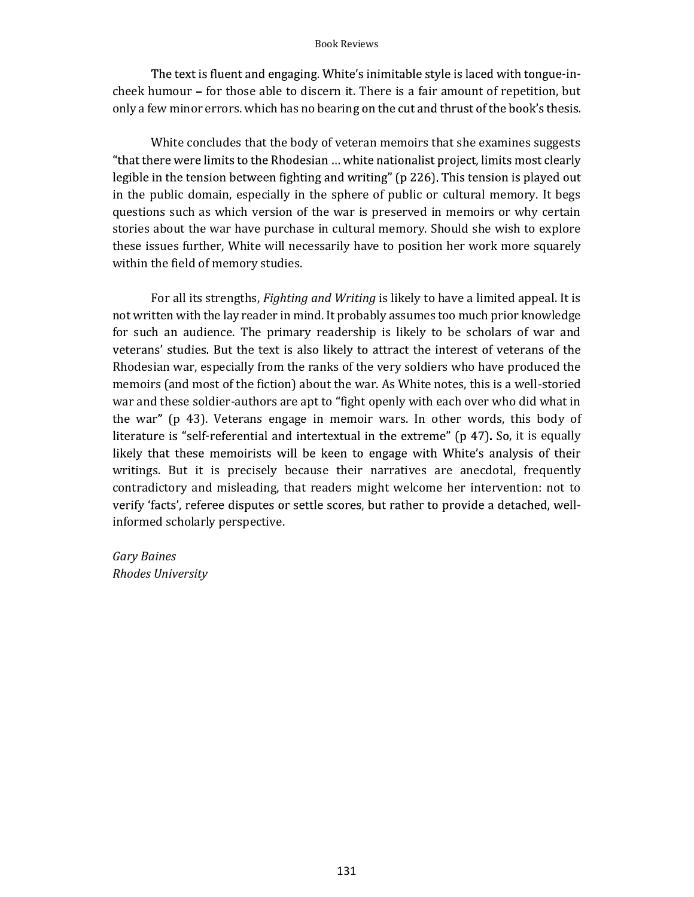The text is fluent and engaging. White's inimitable style is laced with tongue-in-cheek humour – for those able to discern it. There is a fair amount of repetition, but only a few minor errors. which has no bearing on the cut and thrust of the book's thesis.

White concludes that the body of veteran memoirs that she examines suggests "that there were limits to the Rhodesian … white nationalist project, limits most clearly legible in the tension between fighting and writing" (p 226). This tension is played out in the public domain, especially in the sphere of public or cultural memory. It begs questions such as which version of the war is preserved in memoirs or why certain stories about the war have purchase in cultural memory. Should she wish to explore these issues further, White will necessarily have to position her work more squarely within the field of memory studies.

For all its strengths, *Fighting and Writing* is likely to have a limited appeal. It is not written with the lay reader in mind. It probably assumes too much prior knowledge for such an audience. The primary readership is likely to be scholars of war and veterans' studies. But the text is also likely to attract the interest of veterans of the Rhodesian war, especially from the ranks of the very soldiers who have produced the memoirs (and most of the fiction) about the war. As White notes, this is a well-storied war and these soldier-authors are apt to "fight openly with each over who did what in the war" (p 43). Veterans engage in memoir wars. In other words, this body of literature is "self-referential and intertextual in the extreme" (p 47). So, it is equally likely that these memoirists will be keen to engage with White's analysis of their writings. But it is precisely because their narratives are anecdotal, frequently contradictory and misleading, that readers might welcome her intervention: not to verify 'facts', referee disputes or settle scores, but rather to provide a detached, well-informed scholarly perspective.

*Gary Baines*
*Rhodes University*